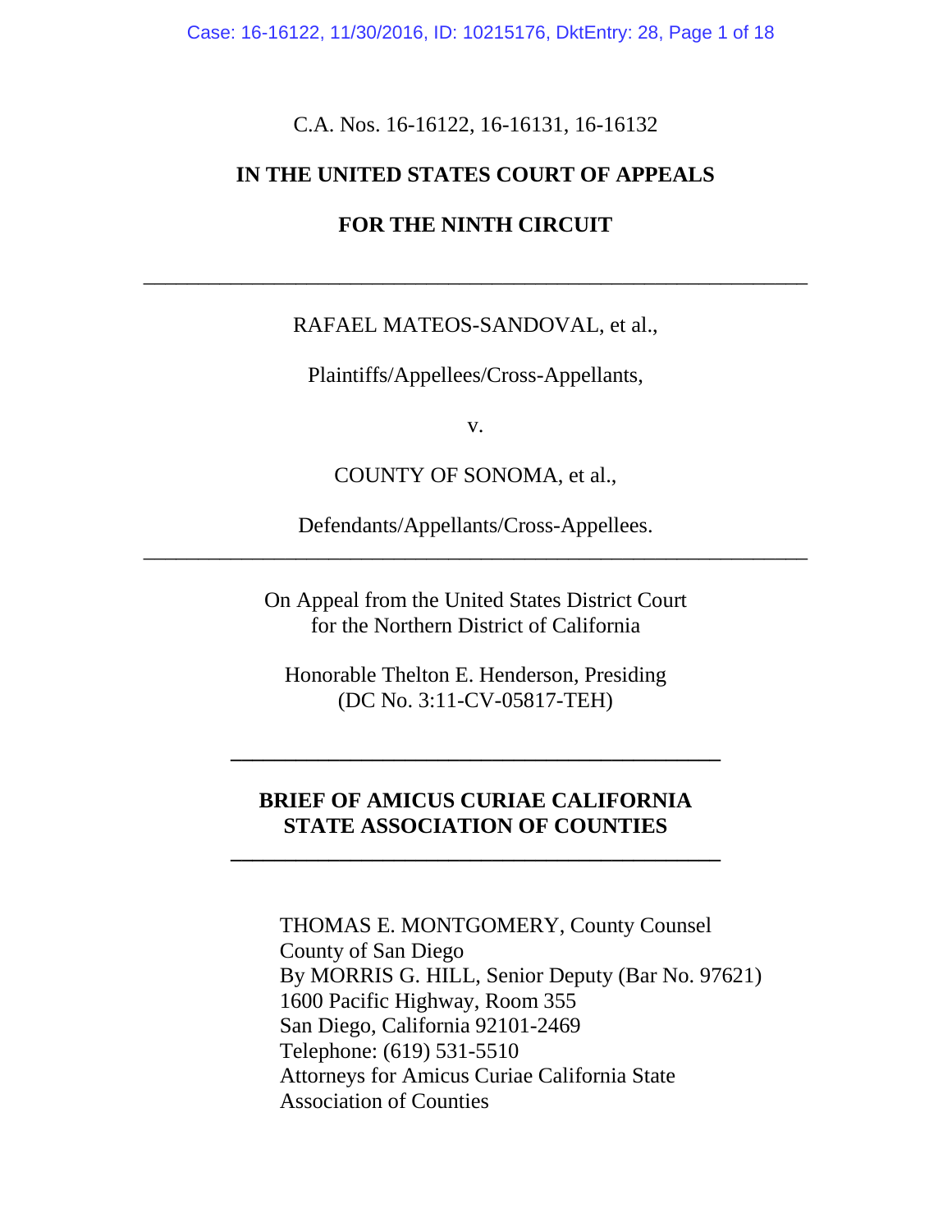C.A. Nos. 16-16122, 16-16131, 16-16132

**IN THE UNITED STATES COURT OF APPEALS**

**FOR THE NINTH CIRCUIT**

---

RAFAEL MATEOS-SANDOVAL, et al.,

Plaintiffs/Appellees/Cross-Appellants,

v.

COUNTY OF SONOMA, et al.,

Defendants/Appellants/Cross-Appellees.

---

On Appeal from the United States District Court
for the Northern District of California

Honorable Thelton E. Henderson, Presiding
(DC No. 3:11-CV-05817-TEH)

---

**BRIEF OF AMICUS CURIAE CALIFORNIA STATE ASSOCIATION OF COUNTIES**

---

THOMAS E. MONTGOMERY, County Counsel
County of San Diego
By MORRIS G. HILL, Senior Deputy (Bar No. 97621)
1600 Pacific Highway, Room 355
San Diego, California 92101-2469
Telephone: (619) 531-5510
Attorneys for Amicus Curiae California State Association of Counties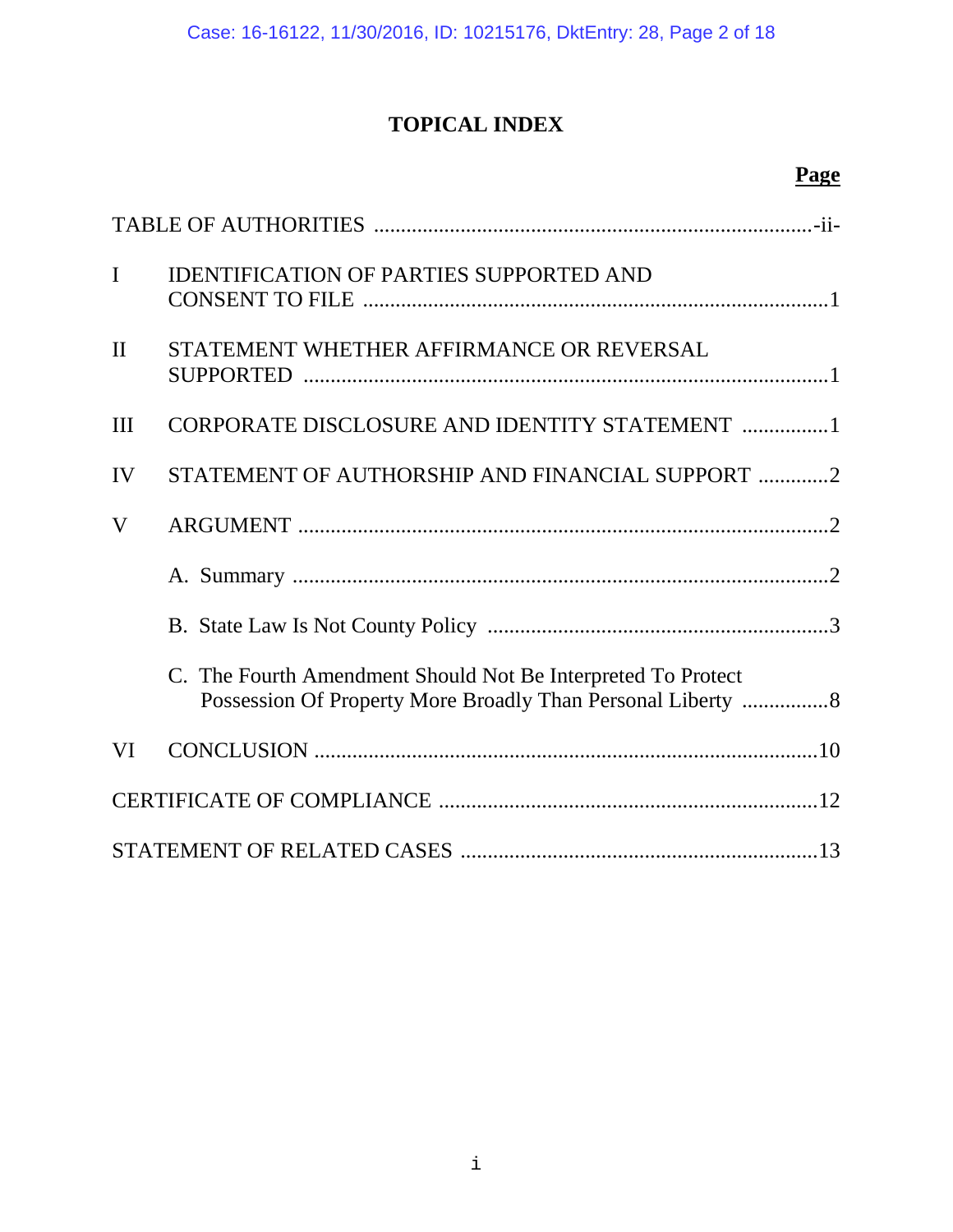# TOPICAL INDEX

| | | Page |
|---|---|---|
| TABLE OF AUTHORITIES | | -ii- |
| I | IDENTIFICATION OF PARTIES SUPPORTED AND CONSENT TO FILE | 1 |
| II | STATEMENT WHETHER AFFIRMANCE OR REVERSAL SUPPORTED | 1 |
| III | CORPORATE DISCLOSURE AND IDENTITY STATEMENT | 1 |
| IV | STATEMENT OF AUTHORSHIP AND FINANCIAL SUPPORT | 2 |
| V | ARGUMENT | 2 |
| | A. Summary | 2 |
| | B. State Law Is Not County Policy | 3 |
| | C. The Fourth Amendment Should Not Be Interpreted To Protect Possession Of Property More Broadly Than Personal Liberty | 8 |
| VI | CONCLUSION | 10 |
| CERTIFICATE OF COMPLIANCE | | 12 |
| STATEMENT OF RELATED CASES | | 13 |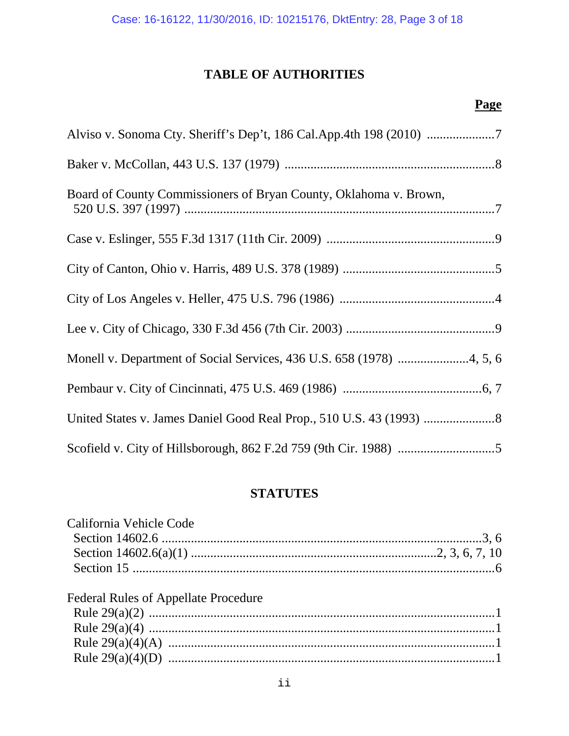# TABLE OF AUTHORITIES

**Page**

Alviso v. Sonoma Cty. Sheriff's Dep't, 186 Cal.App.4th 198 (2010) ....................7

Baker v. McCollan, 443 U.S. 137 (1979) ....................8

Board of County Commissioners of Bryan County, Oklahoma v. Brown, 520 U.S. 397 (1997) ....................7

Case v. Eslinger, 555 F.3d 1317 (11th Cir. 2009) ....................9

City of Canton, Ohio v. Harris, 489 U.S. 378 (1989) ....................5

City of Los Angeles v. Heller, 475 U.S. 796 (1986) ....................4

Lee v. City of Chicago, 330 F.3d 456 (7th Cir. 2003) ....................9

Monell v. Department of Social Services, 436 U.S. 658 (1978) ....................4, 5, 6

Pembaur v. City of Cincinnati, 475 U.S. 469 (1986) ....................6, 7

United States v. James Daniel Good Real Prop., 510 U.S. 43 (1993) ....................8

Scofield v. City of Hillsborough, 862 F.2d 759 (9th Cir. 1988) ....................5

## STATUTES

California Vehicle Code
- Section 14602.6 ....................3, 6
- Section 14602.6(a)(1) ....................2, 3, 6, 7, 10
- Section 15 ....................6

Federal Rules of Appellate Procedure
- Rule 29(a)(2) ....................1
- Rule 29(a)(4) ....................1
- Rule 29(a)(4)(A) ....................1
- Rule 29(a)(4)(D) ....................1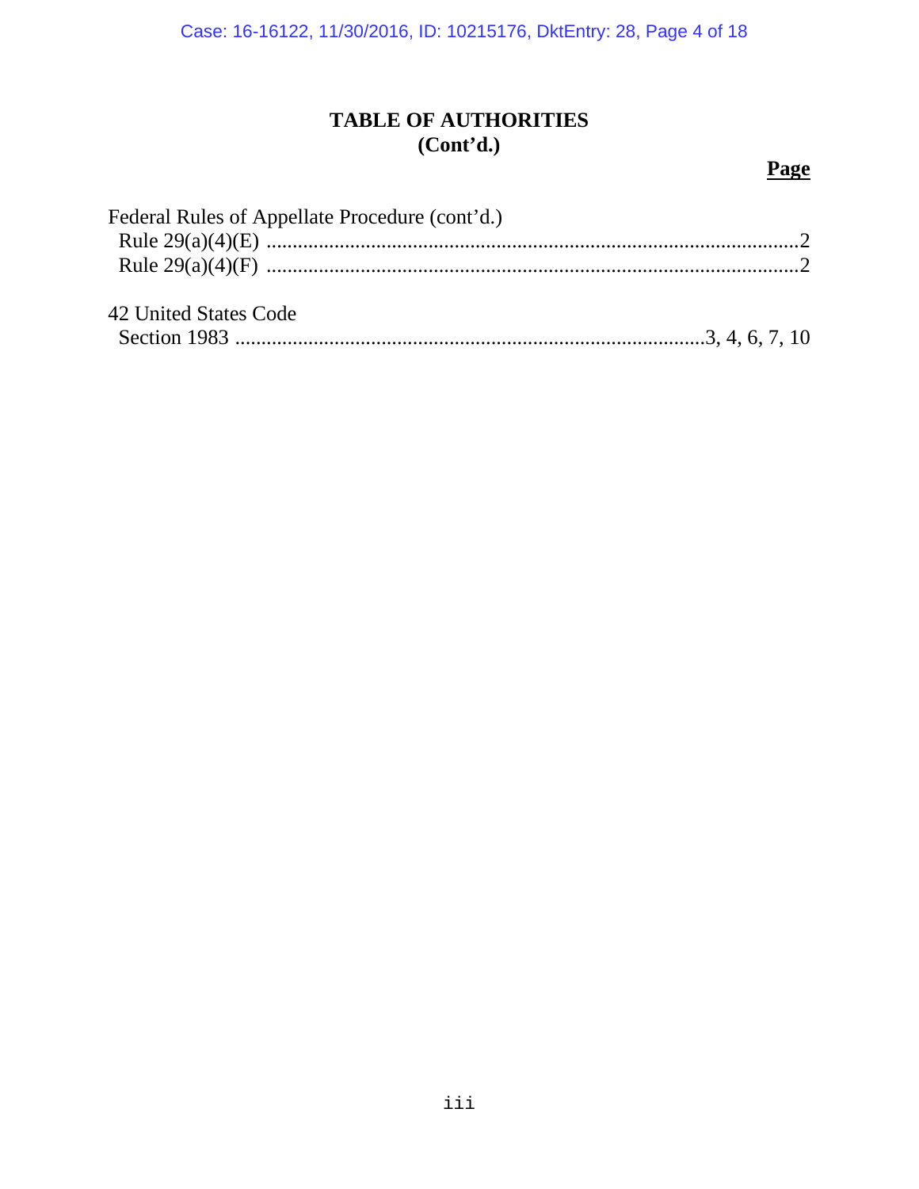# TABLE OF AUTHORITIES (Cont'd.)

**Page**

Federal Rules of Appellate Procedure (cont'd.)
Rule 29(a)(4)(E) ....................................................................................................2
Rule 29(a)(4)(F) ....................................................................................................2

42 United States Code
Section 1983 .........................................................................................3, 4, 6, 7, 10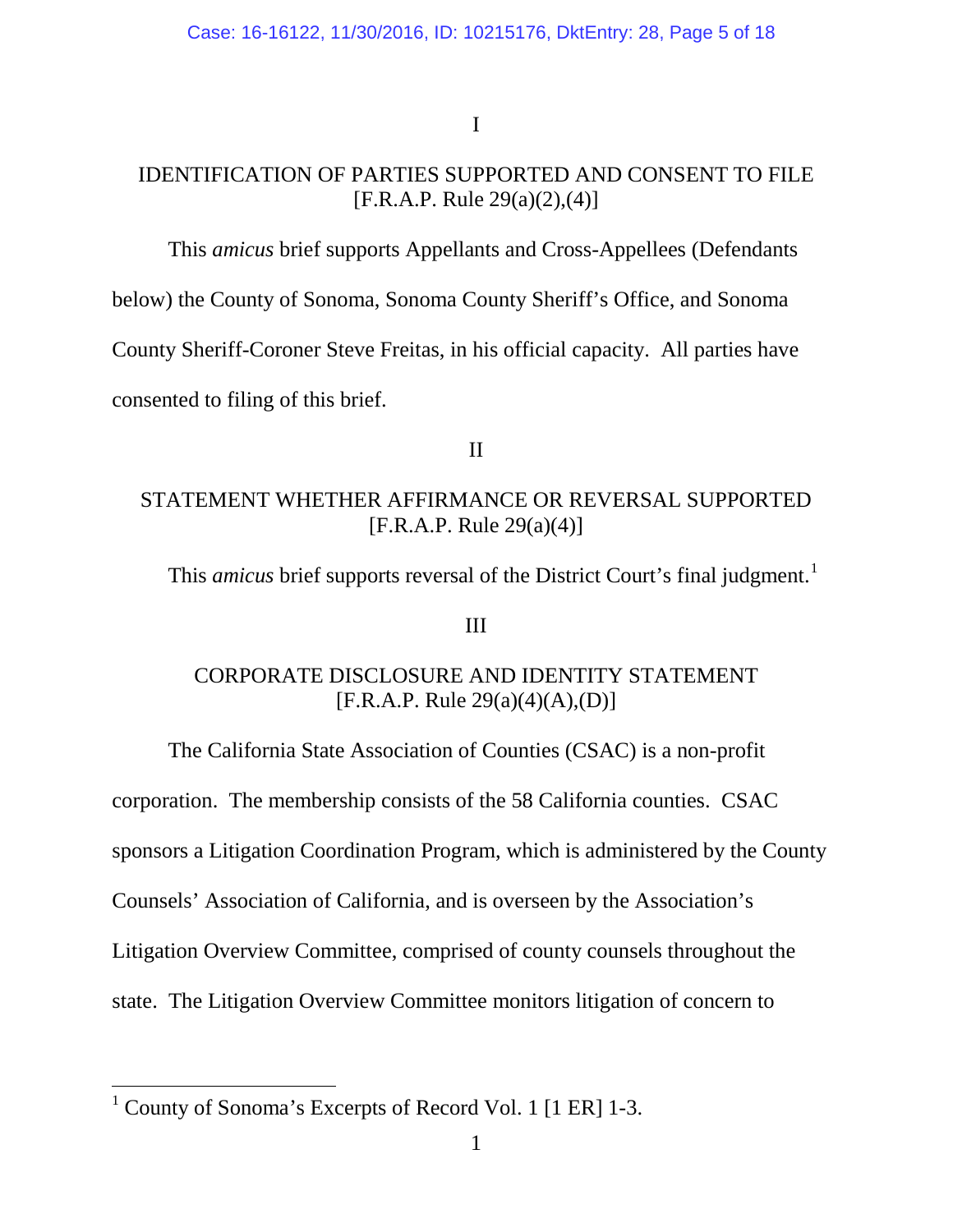I

## IDENTIFICATION OF PARTIES SUPPORTED AND CONSENT TO FILE [F.R.A.P. Rule 29(a)(2),(4)]

This *amicus* brief supports Appellants and Cross-Appellees (Defendants below) the County of Sonoma, Sonoma County Sheriff's Office, and Sonoma County Sheriff-Coroner Steve Freitas, in his official capacity. All parties have consented to filing of this brief.

II

## STATEMENT WHETHER AFFIRMANCE OR REVERSAL SUPPORTED [F.R.A.P. Rule 29(a)(4)]

This *amicus* brief supports reversal of the District Court's final judgment.[1]

III

## CORPORATE DISCLOSURE AND IDENTITY STATEMENT [F.R.A.P. Rule 29(a)(4)(A),(D)]

The California State Association of Counties (CSAC) is a non-profit corporation. The membership consists of the 58 California counties. CSAC sponsors a Litigation Coordination Program, which is administered by the County Counsels' Association of California, and is overseen by the Association's Litigation Overview Committee, comprised of county counsels throughout the state. The Litigation Overview Committee monitors litigation of concern to

---

[1] County of Sonoma's Excerpts of Record Vol. 1 [1 ER] 1-3.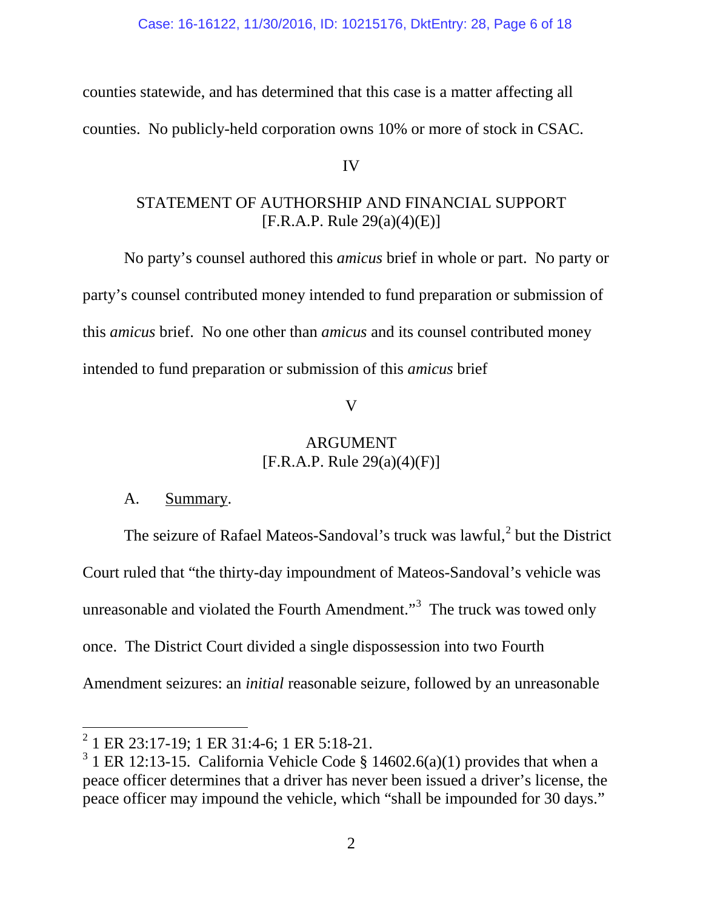counties statewide, and has determined that this case is a matter affecting all counties. No publicly-held corporation owns 10% or more of stock in CSAC.

## IV

## STATEMENT OF AUTHORSHIP AND FINANCIAL SUPPORT [F.R.A.P. Rule 29(a)(4)(E)]

No party's counsel authored this *amicus* brief in whole or part. No party or party's counsel contributed money intended to fund preparation or submission of this *amicus* brief. No one other than *amicus* and its counsel contributed money intended to fund preparation or submission of this *amicus* brief

## V

## ARGUMENT [F.R.A.P. Rule 29(a)(4)(F)]

A. Summary.

The seizure of Rafael Mateos-Sandoval's truck was lawful,[2] but the District Court ruled that "the thirty-day impoundment of Mateos-Sandoval's vehicle was unreasonable and violated the Fourth Amendment."[3] The truck was towed only once. The District Court divided a single dispossession into two Fourth Amendment seizures: an *initial* reasonable seizure, followed by an unreasonable

[2] 1 ER 23:17-19; 1 ER 31:4-6; 1 ER 5:18-21.

[3] 1 ER 12:13-15. California Vehicle Code § 14602.6(a)(1) provides that when a peace officer determines that a driver has never been issued a driver's license, the peace officer may impound the vehicle, which "shall be impounded for 30 days."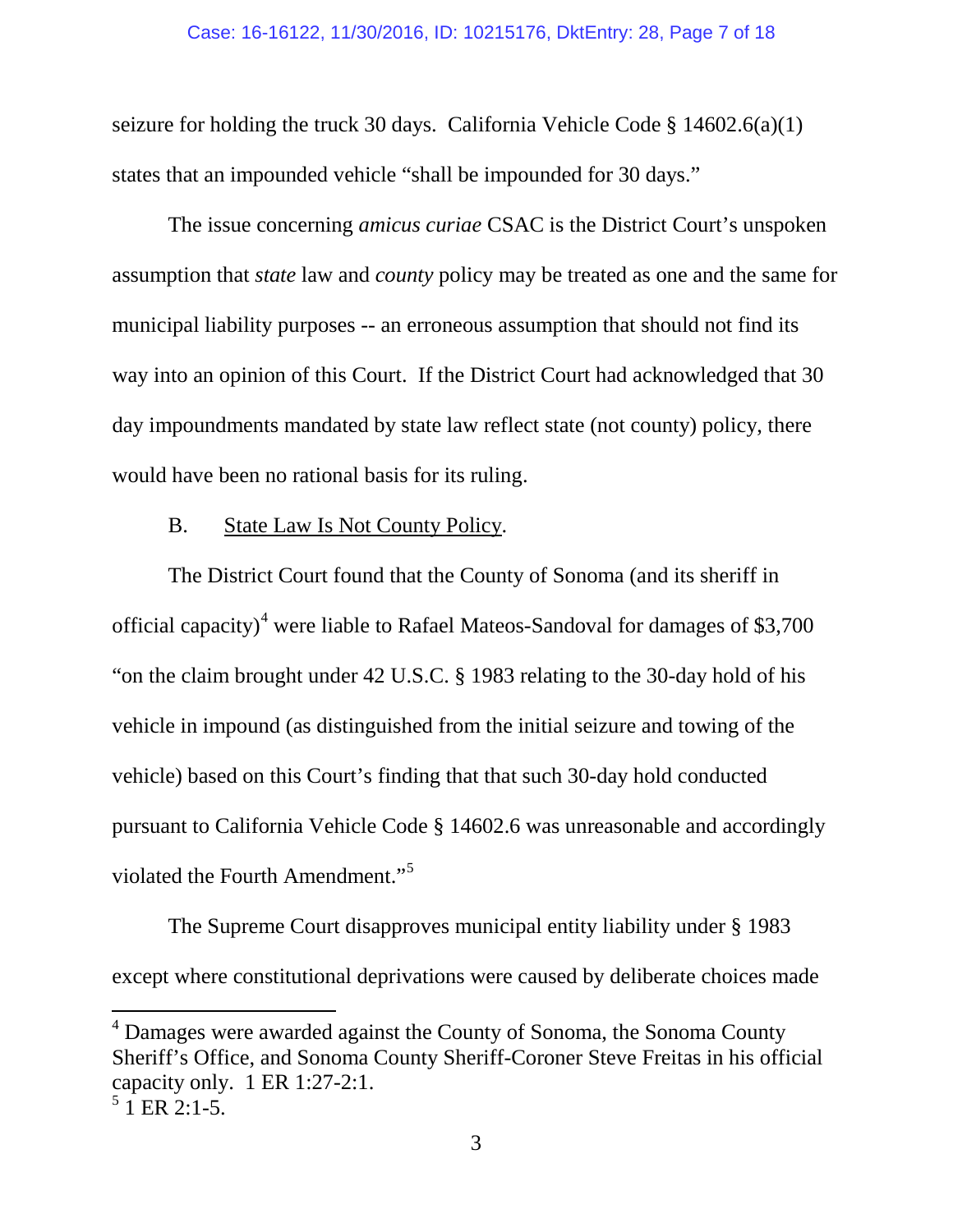seizure for holding the truck 30 days. California Vehicle Code § 14602.6(a)(1) states that an impounded vehicle "shall be impounded for 30 days."

The issue concerning *amicus curiae* CSAC is the District Court's unspoken assumption that *state* law and *county* policy may be treated as one and the same for municipal liability purposes -- an erroneous assumption that should not find its way into an opinion of this Court. If the District Court had acknowledged that 30 day impoundments mandated by state law reflect state (not county) policy, there would have been no rational basis for its ruling.

B. <u>State Law Is Not County Policy</u>.

The District Court found that the County of Sonoma (and its sheriff in official capacity)[4] were liable to Rafael Mateos-Sandoval for damages of $3,700 "on the claim brought under 42 U.S.C. § 1983 relating to the 30-day hold of his vehicle in impound (as distinguished from the initial seizure and towing of the vehicle) based on this Court's finding that that such 30-day hold conducted pursuant to California Vehicle Code § 14602.6 was unreasonable and accordingly violated the Fourth Amendment."[5]

The Supreme Court disapproves municipal entity liability under § 1983 except where constitutional deprivations were caused by deliberate choices made

---

[4] Damages were awarded against the County of Sonoma, the Sonoma County Sheriff's Office, and Sonoma County Sheriff-Coroner Steve Freitas in his official capacity only. 1 ER 1:27-2:1.

[5] 1 ER 2:1-5.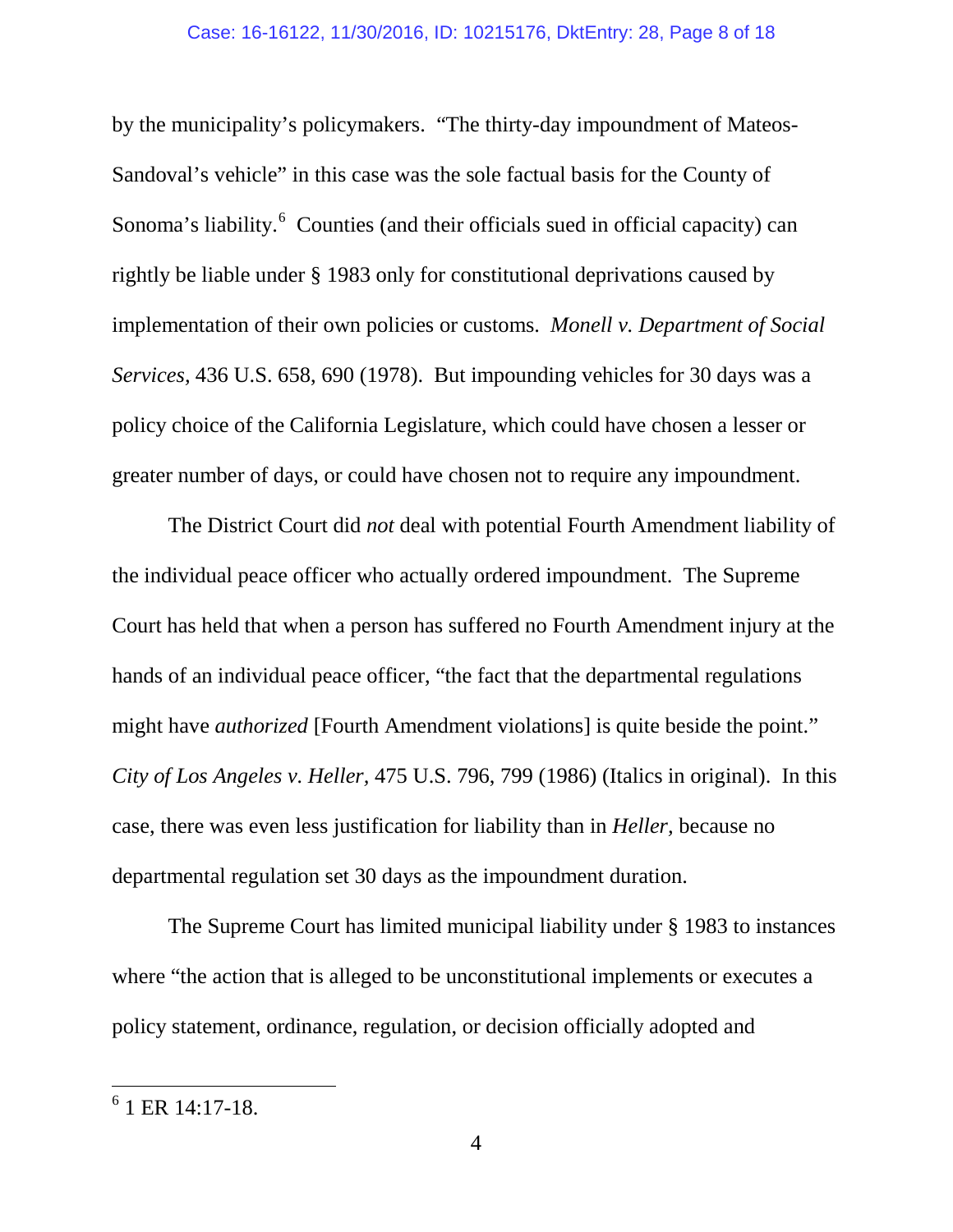by the municipality's policymakers. "The thirty-day impoundment of Mateos-Sandoval's vehicle" in this case was the sole factual basis for the County of Sonoma's liability.[6] Counties (and their officials sued in official capacity) can rightly be liable under § 1983 only for constitutional deprivations caused by implementation of their own policies or customs. *Monell v. Department of Social Services*, 436 U.S. 658, 690 (1978). But impounding vehicles for 30 days was a policy choice of the California Legislature, which could have chosen a lesser or greater number of days, or could have chosen not to require any impoundment.

The District Court did *not* deal with potential Fourth Amendment liability of the individual peace officer who actually ordered impoundment. The Supreme Court has held that when a person has suffered no Fourth Amendment injury at the hands of an individual peace officer, "the fact that the departmental regulations might have *authorized* [Fourth Amendment violations] is quite beside the point." *City of Los Angeles v. Heller*, 475 U.S. 796, 799 (1986) (Italics in original). In this case, there was even less justification for liability than in *Heller*, because no departmental regulation set 30 days as the impoundment duration.

The Supreme Court has limited municipal liability under § 1983 to instances where "the action that is alleged to be unconstitutional implements or executes a policy statement, ordinance, regulation, or decision officially adopted and

---

[6] 1 ER 14:17-18.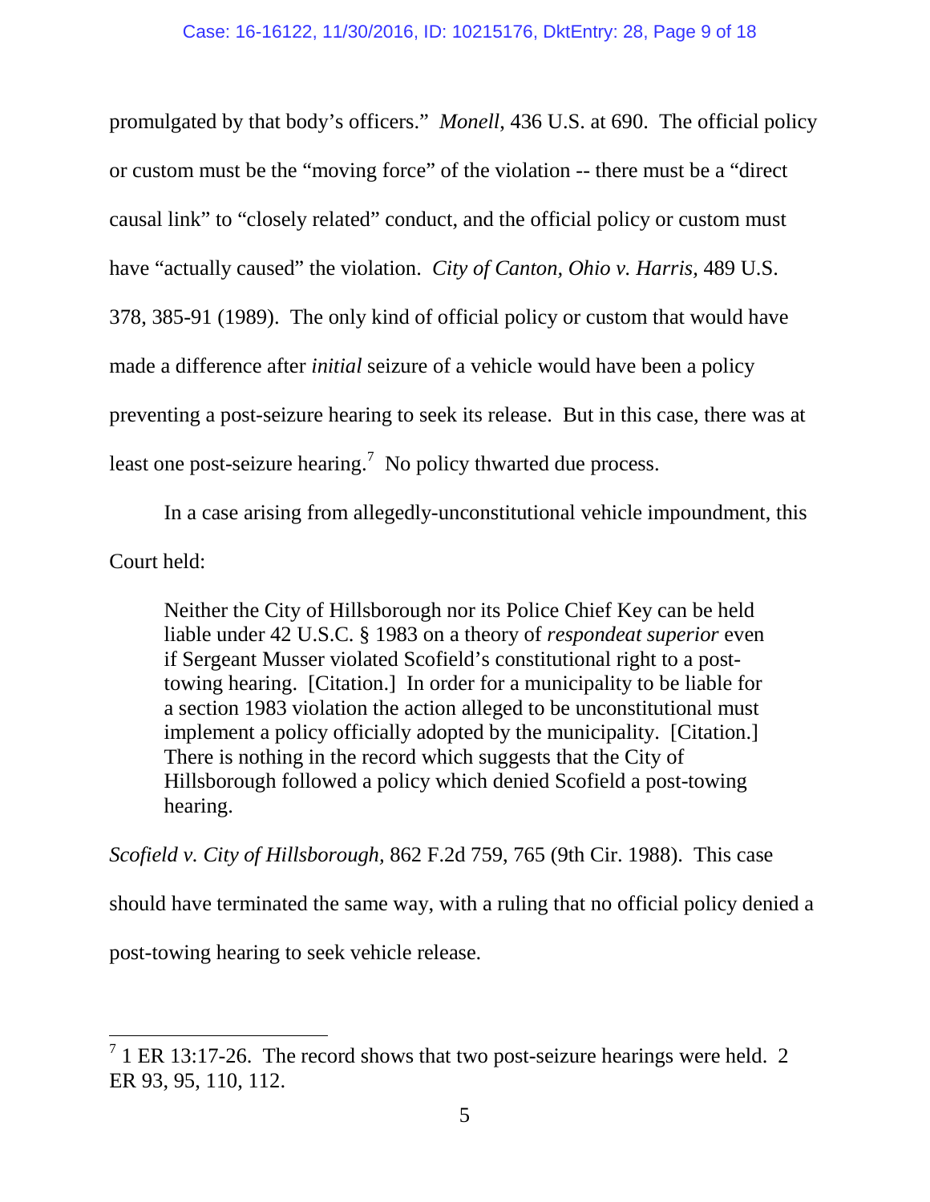promulgated by that body's officers." *Monell*, 436 U.S. at 690. The official policy or custom must be the "moving force" of the violation -- there must be a "direct causal link" to "closely related" conduct, and the official policy or custom must have "actually caused" the violation. *City of Canton, Ohio v. Harris,* 489 U.S. 378, 385-91 (1989). The only kind of official policy or custom that would have made a difference after *initial* seizure of a vehicle would have been a policy preventing a post-seizure hearing to seek its release. But in this case, there was at least one post-seizure hearing.[7] No policy thwarted due process.

In a case arising from allegedly-unconstitutional vehicle impoundment, this Court held:

> Neither the City of Hillsborough nor its Police Chief Key can be held liable under 42 U.S.C. § 1983 on a theory of *respondeat superior* even if Sergeant Musser violated Scofield's constitutional right to a post-towing hearing. [Citation.] In order for a municipality to be liable for a section 1983 violation the action alleged to be unconstitutional must implement a policy officially adopted by the municipality. [Citation.] There is nothing in the record which suggests that the City of Hillsborough followed a policy which denied Scofield a post-towing hearing.

*Scofield v. City of Hillsborough,* 862 F.2d 759, 765 (9th Cir. 1988). This case should have terminated the same way, with a ruling that no official policy denied a post-towing hearing to seek vehicle release.

---

[7] 1 ER 13:17-26. The record shows that two post-seizure hearings were held. 2 ER 93, 95, 110, 112.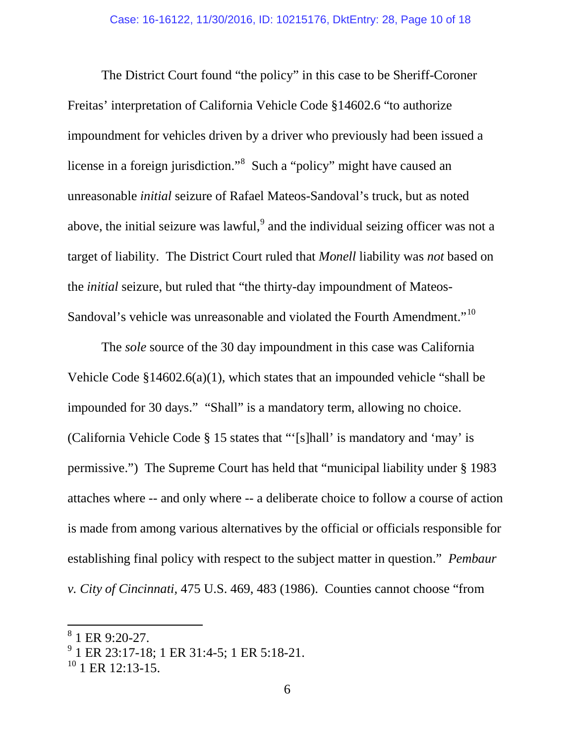The District Court found "the policy" in this case to be Sheriff-Coroner Freitas' interpretation of California Vehicle Code §14602.6 "to authorize impoundment for vehicles driven by a driver who previously had been issued a license in a foreign jurisdiction."[8] Such a "policy" might have caused an unreasonable *initial* seizure of Rafael Mateos-Sandoval's truck, but as noted above, the initial seizure was lawful,[9] and the individual seizing officer was not a target of liability. The District Court ruled that *Monell* liability was *not* based on the *initial* seizure, but ruled that "the thirty-day impoundment of Mateos-Sandoval's vehicle was unreasonable and violated the Fourth Amendment."[10]

The *sole* source of the 30 day impoundment in this case was California Vehicle Code §14602.6(a)(1), which states that an impounded vehicle "shall be impounded for 30 days." "Shall" is a mandatory term, allowing no choice. (California Vehicle Code § 15 states that "'[s]hall' is mandatory and 'may' is permissive.") The Supreme Court has held that "municipal liability under § 1983 attaches where -- and only where -- a deliberate choice to follow a course of action is made from among various alternatives by the official or officials responsible for establishing final policy with respect to the subject matter in question." *Pembaur v. City of Cincinnati*, 475 U.S. 469, 483 (1986). Counties cannot choose "from

---

[8] 1 ER 9:20-27.

[9] 1 ER 23:17-18; 1 ER 31:4-5; 1 ER 5:18-21.

[10] 1 ER 12:13-15.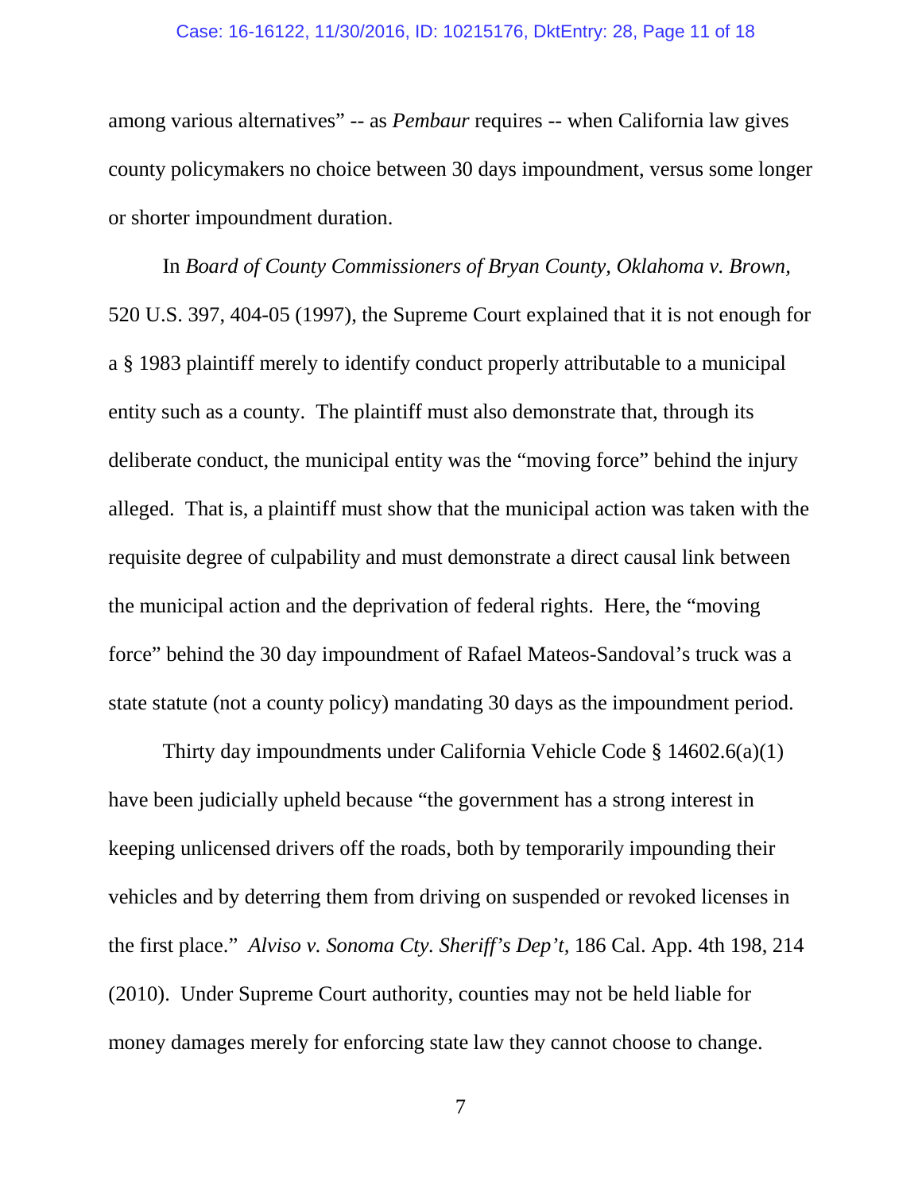among various alternatives" -- as *Pembaur* requires -- when California law gives county policymakers no choice between 30 days impoundment, versus some longer or shorter impoundment duration.

In *Board of County Commissioners of Bryan County, Oklahoma v. Brown,* 520 U.S. 397, 404-05 (1997), the Supreme Court explained that it is not enough for a § 1983 plaintiff merely to identify conduct properly attributable to a municipal entity such as a county. The plaintiff must also demonstrate that, through its deliberate conduct, the municipal entity was the "moving force" behind the injury alleged. That is, a plaintiff must show that the municipal action was taken with the requisite degree of culpability and must demonstrate a direct causal link between the municipal action and the deprivation of federal rights. Here, the "moving force" behind the 30 day impoundment of Rafael Mateos-Sandoval's truck was a state statute (not a county policy) mandating 30 days as the impoundment period.

Thirty day impoundments under California Vehicle Code § 14602.6(a)(1) have been judicially upheld because "the government has a strong interest in keeping unlicensed drivers off the roads, both by temporarily impounding their vehicles and by deterring them from driving on suspended or revoked licenses in the first place." *Alviso v. Sonoma Cty. Sheriff's Dep't,* 186 Cal. App. 4th 198, 214 (2010). Under Supreme Court authority, counties may not be held liable for money damages merely for enforcing state law they cannot choose to change.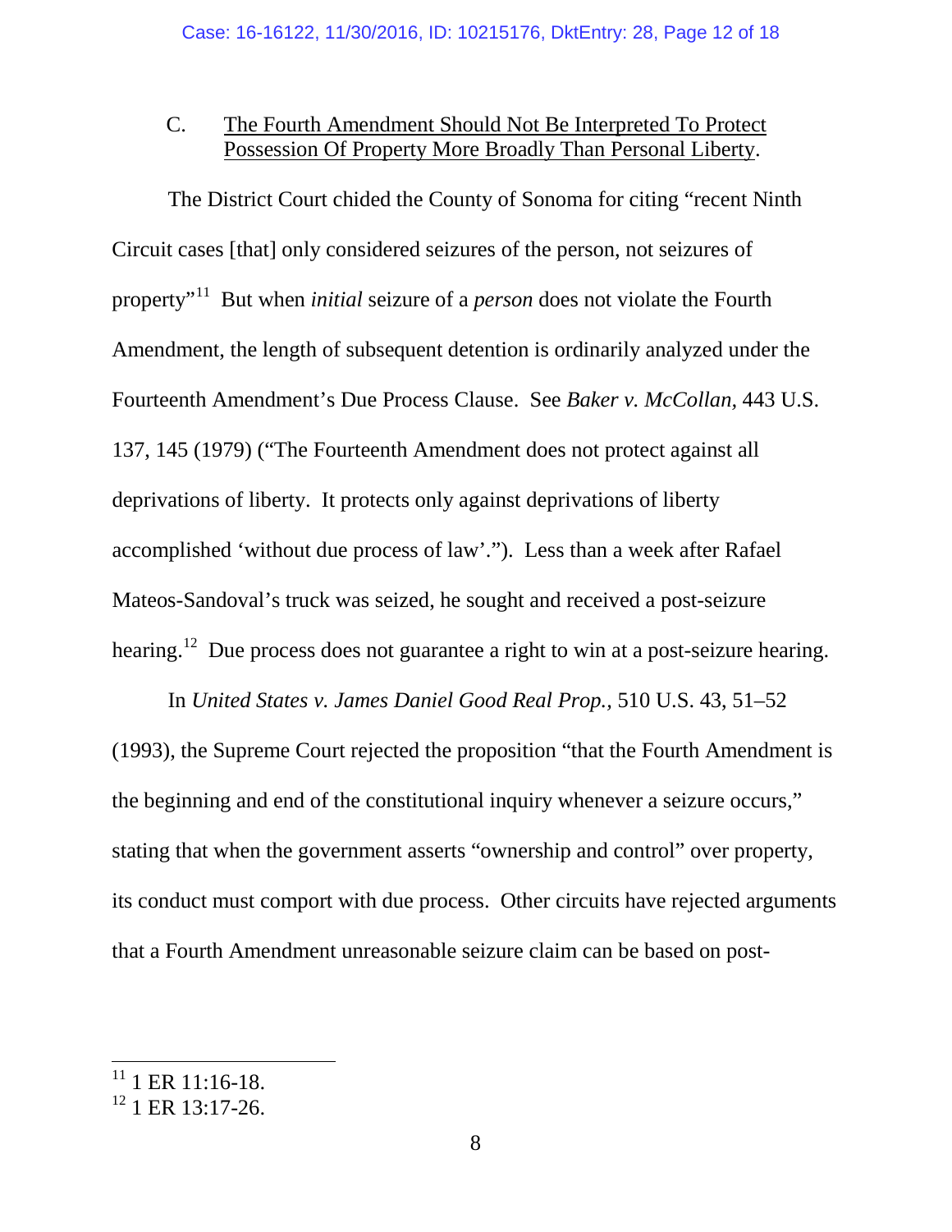C. <u>The Fourth Amendment Should Not Be Interpreted To Protect Possession Of Property More Broadly Than Personal Liberty</u>.

The District Court chided the County of Sonoma for citing "recent Ninth Circuit cases [that] only considered seizures of the person, not seizures of property"[11] But when *initial* seizure of a *person* does not violate the Fourth Amendment, the length of subsequent detention is ordinarily analyzed under the Fourteenth Amendment's Due Process Clause. See *Baker v. McCollan,* 443 U.S. 137, 145 (1979) ("The Fourteenth Amendment does not protect against all deprivations of liberty. It protects only against deprivations of liberty accomplished 'without due process of law'."). Less than a week after Rafael Mateos-Sandoval's truck was seized, he sought and received a post-seizure hearing.[12] Due process does not guarantee a right to win at a post-seizure hearing.

In *United States v. James Daniel Good Real Prop.,* 510 U.S. 43, 51–52 (1993), the Supreme Court rejected the proposition "that the Fourth Amendment is the beginning and end of the constitutional inquiry whenever a seizure occurs," stating that when the government asserts "ownership and control" over property, its conduct must comport with due process. Other circuits have rejected arguments that a Fourth Amendment unreasonable seizure claim can be based on post-

---

[11] 1 ER 11:16-18.

[12] 1 ER 13:17-26.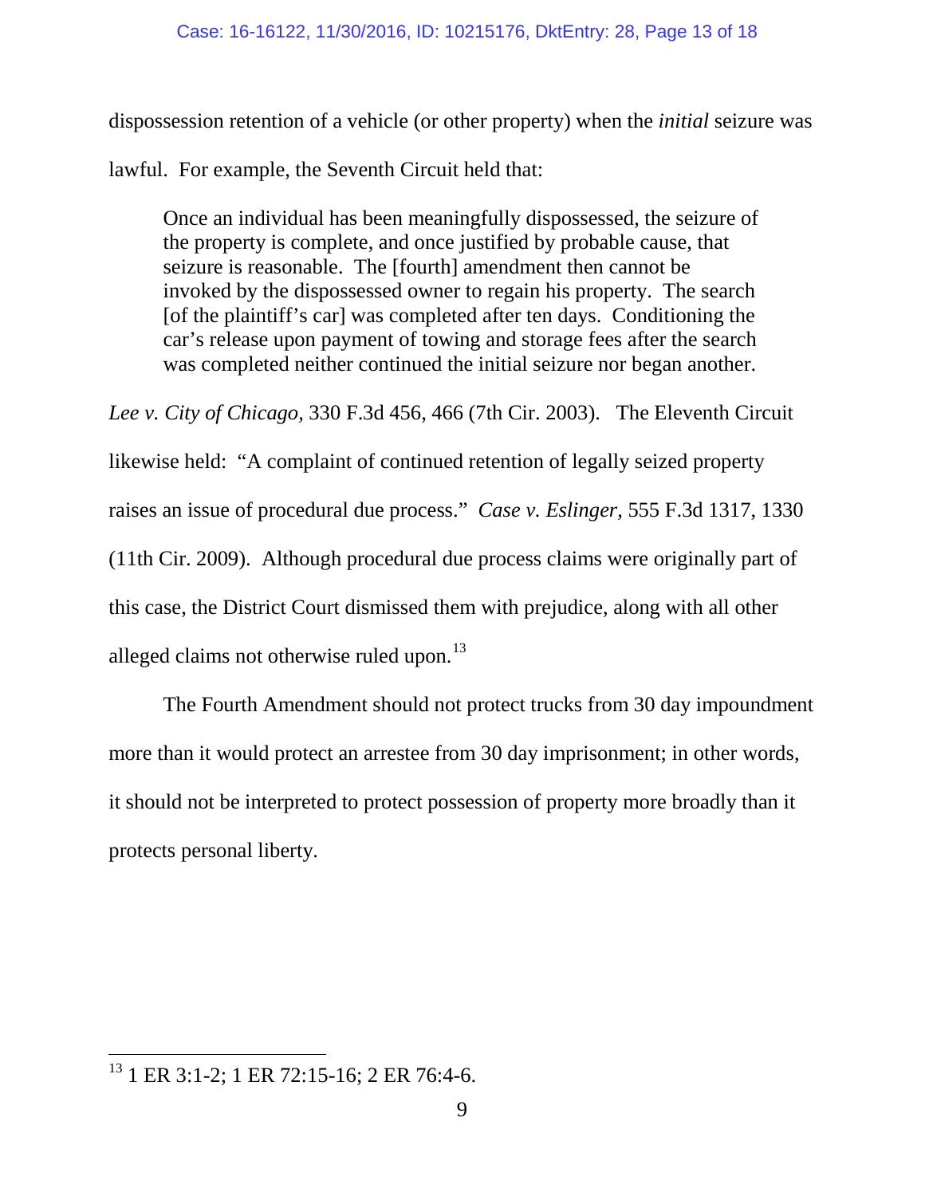dispossession retention of a vehicle (or other property) when the *initial* seizure was lawful. For example, the Seventh Circuit held that:

> Once an individual has been meaningfully dispossessed, the seizure of the property is complete, and once justified by probable cause, that seizure is reasonable. The [fourth] amendment then cannot be invoked by the dispossessed owner to regain his property. The search [of the plaintiff's car] was completed after ten days. Conditioning the car's release upon payment of towing and storage fees after the search was completed neither continued the initial seizure nor began another.

*Lee v. City of Chicago,* 330 F.3d 456, 466 (7th Cir. 2003). The Eleventh Circuit likewise held: "A complaint of continued retention of legally seized property raises an issue of procedural due process." *Case v. Eslinger,* 555 F.3d 1317, 1330 (11th Cir. 2009). Although procedural due process claims were originally part of this case, the District Court dismissed them with prejudice, along with all other alleged claims not otherwise ruled upon.[13]

The Fourth Amendment should not protect trucks from 30 day impoundment more than it would protect an arrestee from 30 day imprisonment; in other words, it should not be interpreted to protect possession of property more broadly than it protects personal liberty.

---

[13] 1 ER 3:1-2; 1 ER 72:15-16; 2 ER 76:4-6.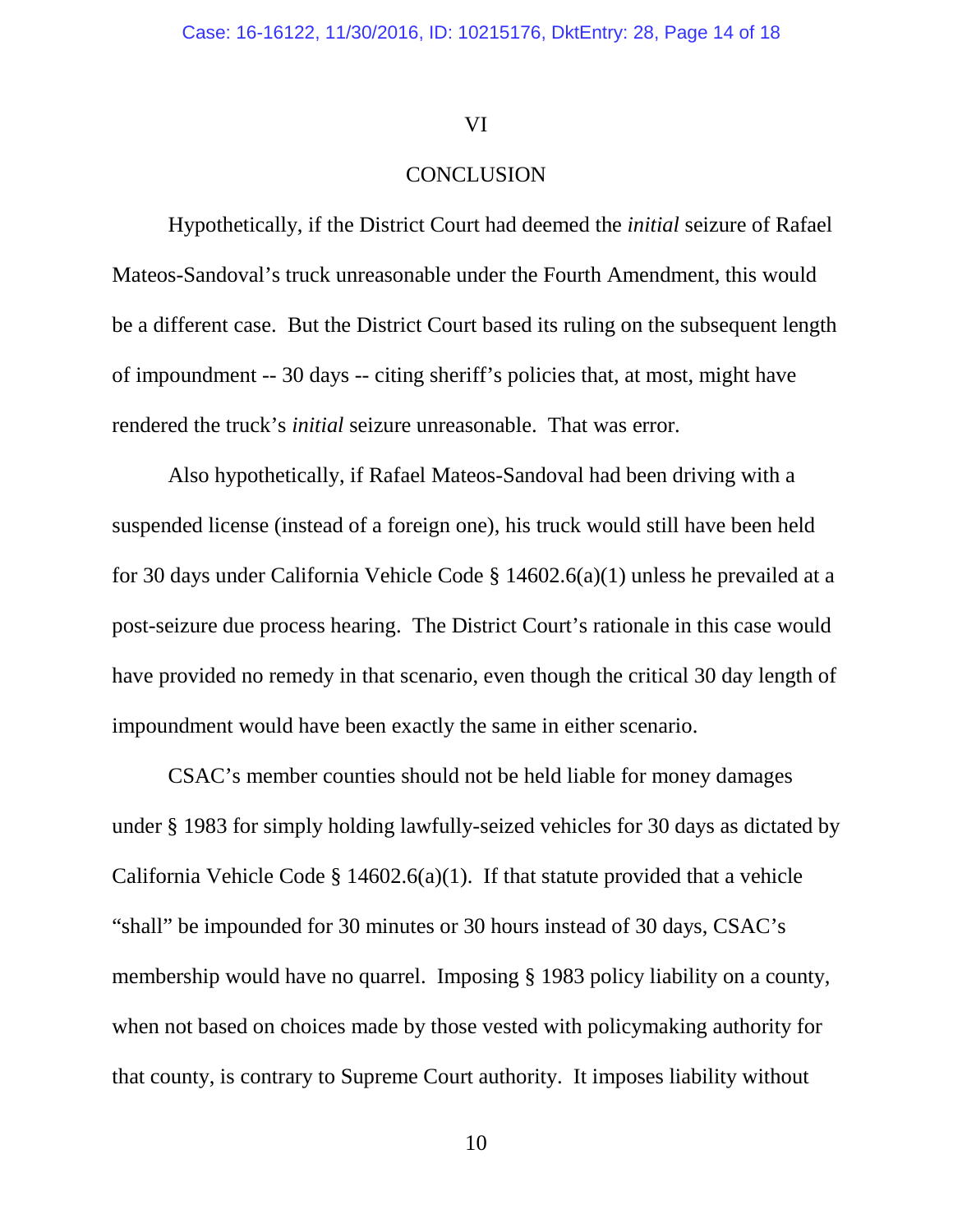## VI

## CONCLUSION

Hypothetically, if the District Court had deemed the *initial* seizure of Rafael Mateos-Sandoval's truck unreasonable under the Fourth Amendment, this would be a different case. But the District Court based its ruling on the subsequent length of impoundment -- 30 days -- citing sheriff's policies that, at most, might have rendered the truck's *initial* seizure unreasonable. That was error.

Also hypothetically, if Rafael Mateos-Sandoval had been driving with a suspended license (instead of a foreign one), his truck would still have been held for 30 days under California Vehicle Code § 14602.6(a)(1) unless he prevailed at a post-seizure due process hearing. The District Court's rationale in this case would have provided no remedy in that scenario, even though the critical 30 day length of impoundment would have been exactly the same in either scenario.

CSAC's member counties should not be held liable for money damages under § 1983 for simply holding lawfully-seized vehicles for 30 days as dictated by California Vehicle Code § 14602.6(a)(1). If that statute provided that a vehicle "shall" be impounded for 30 minutes or 30 hours instead of 30 days, CSAC's membership would have no quarrel. Imposing § 1983 policy liability on a county, when not based on choices made by those vested with policymaking authority for that county, is contrary to Supreme Court authority. It imposes liability without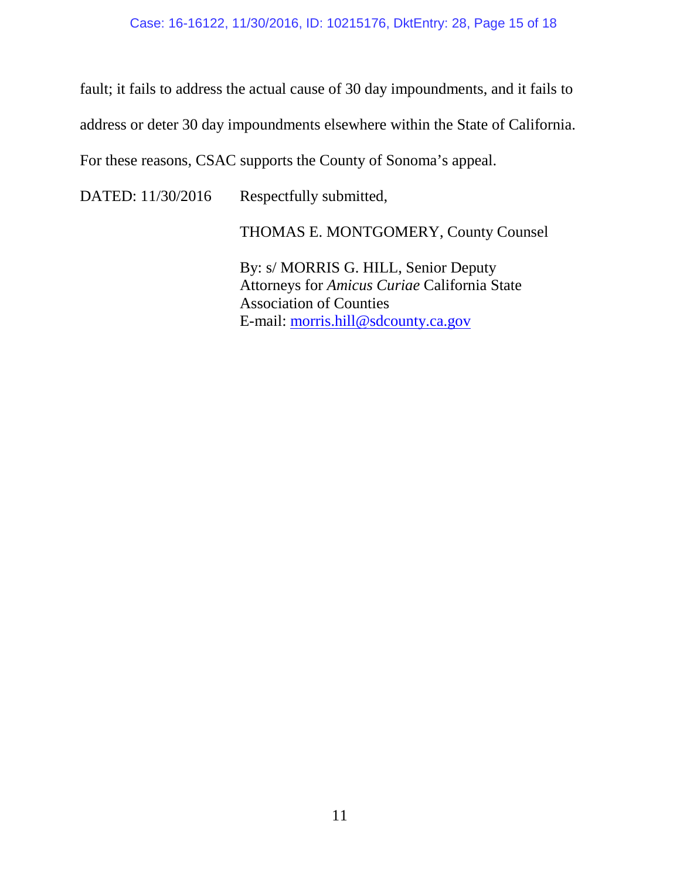fault; it fails to address the actual cause of 30 day impoundments, and it fails to address or deter 30 day impoundments elsewhere within the State of California. For these reasons, CSAC supports the County of Sonoma's appeal.

DATED: 11/30/2016        Respectfully submitted,

THOMAS E. MONTGOMERY, County Counsel

By: s/ MORRIS G. HILL, Senior Deputy
Attorneys for *Amicus Curiae* California State Association of Counties
E-mail: morris.hill@sdcounty.ca.gov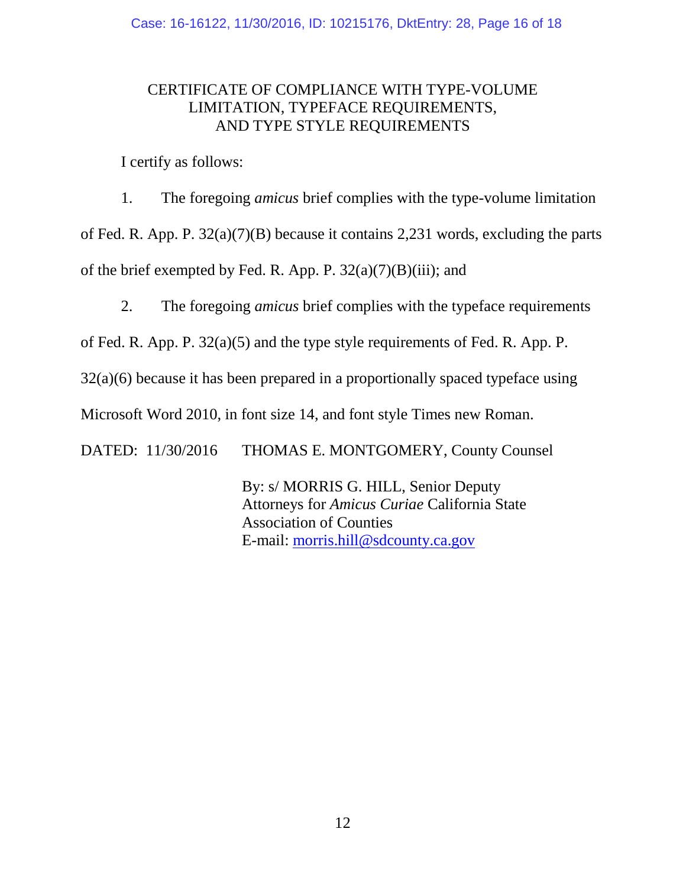## CERTIFICATE OF COMPLIANCE WITH TYPE-VOLUME LIMITATION, TYPEFACE REQUIREMENTS, AND TYPE STYLE REQUIREMENTS

I certify as follows:

1. The foregoing *amicus* brief complies with the type-volume limitation of Fed. R. App. P. 32(a)(7)(B) because it contains 2,231 words, excluding the parts of the brief exempted by Fed. R. App. P. 32(a)(7)(B)(iii); and

2. The foregoing *amicus* brief complies with the typeface requirements of Fed. R. App. P. 32(a)(5) and the type style requirements of Fed. R. App. P. 32(a)(6) because it has been prepared in a proportionally spaced typeface using Microsoft Word 2010, in font size 14, and font style Times new Roman.

DATED: 11/30/2016 THOMAS E. MONTGOMERY, County Counsel

By: s/ MORRIS G. HILL, Senior Deputy
Attorneys for *Amicus Curiae* California State Association of Counties
E-mail: morris.hill@sdcounty.ca.gov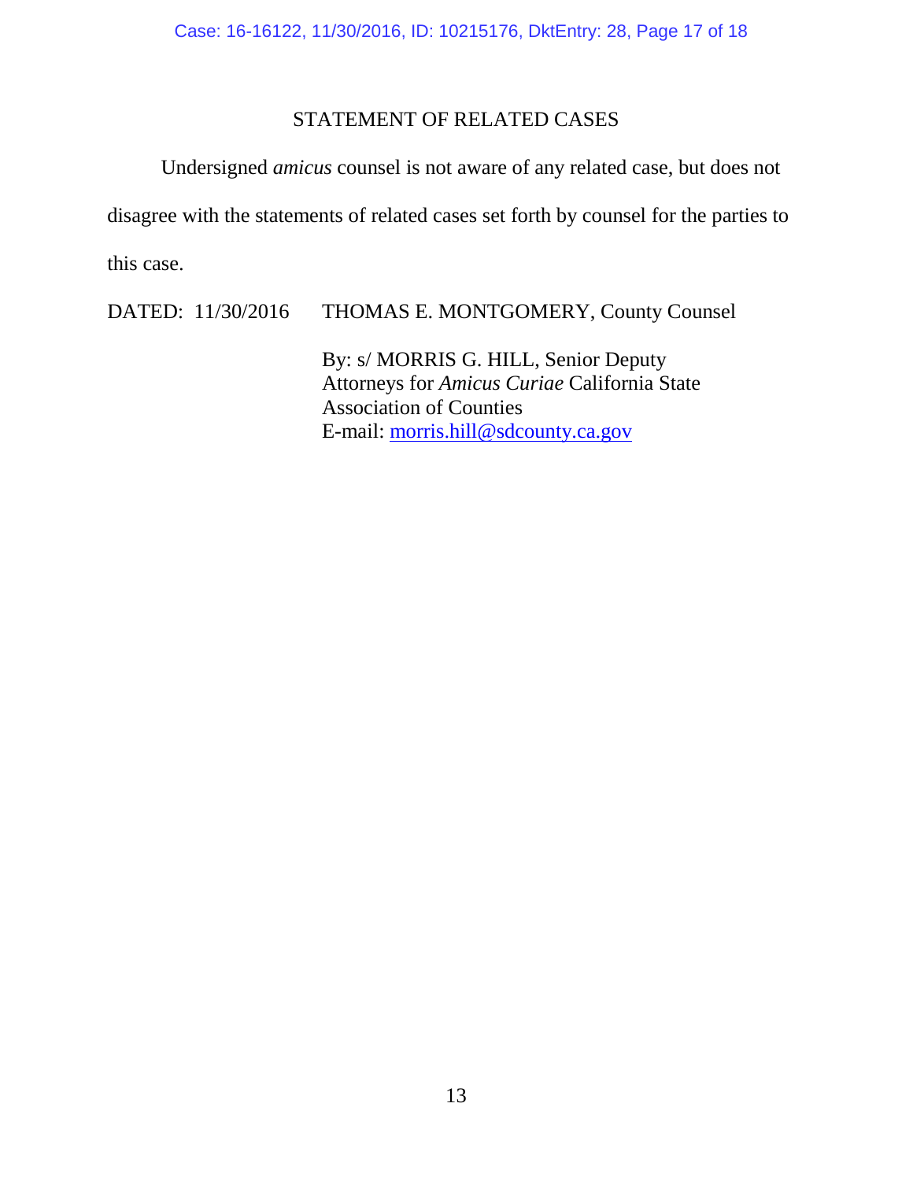## STATEMENT OF RELATED CASES

Undersigned *amicus* counsel is not aware of any related case, but does not disagree with the statements of related cases set forth by counsel for the parties to this case.

DATED: 11/30/2016 THOMAS E. MONTGOMERY, County Counsel

By: s/ MORRIS G. HILL, Senior Deputy
Attorneys for *Amicus Curiae* California State Association of Counties
E-mail: morris.hill@sdcounty.ca.gov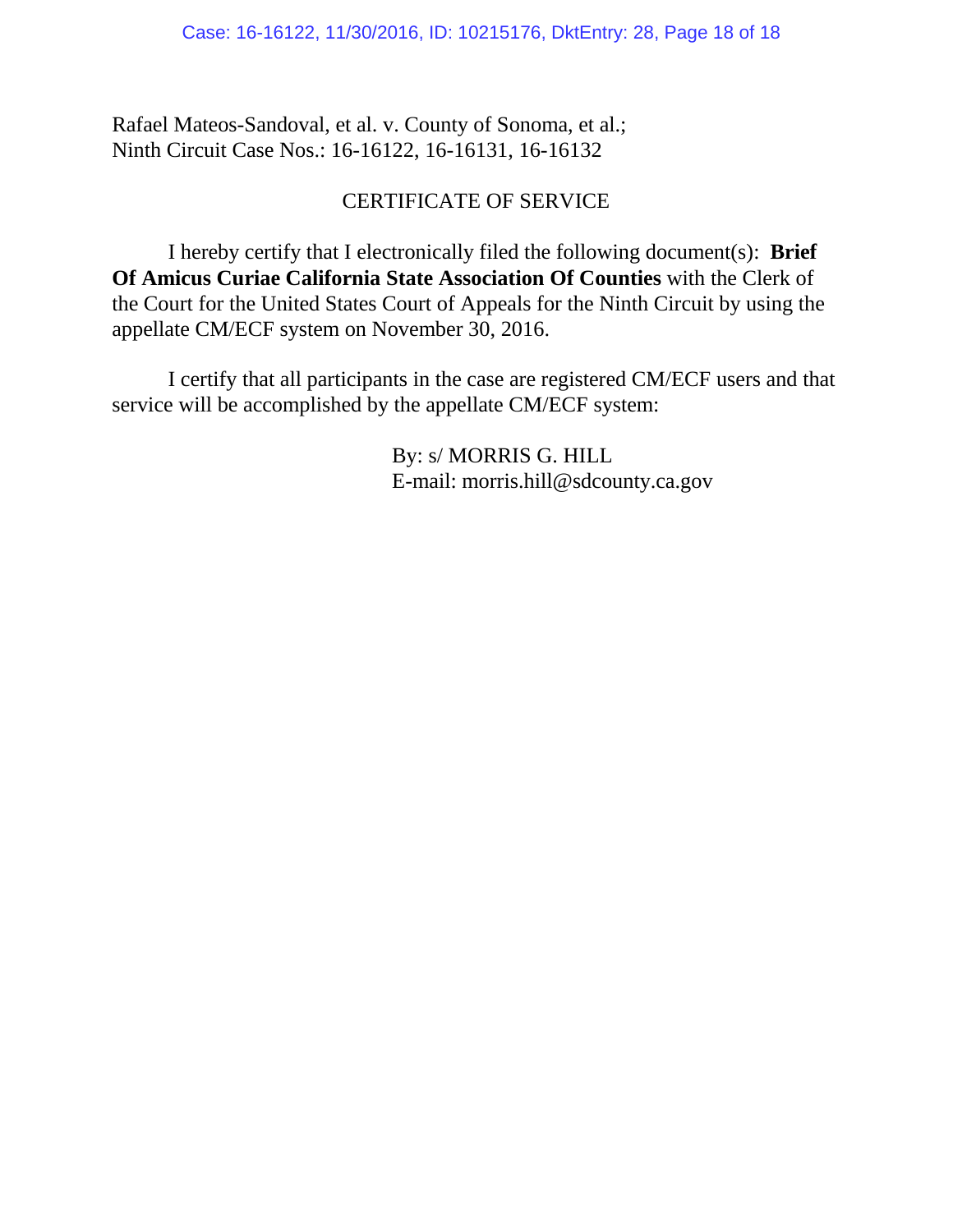Rafael Mateos-Sandoval, et al. v. County of Sonoma, et al.;
Ninth Circuit Case Nos.: 16-16122, 16-16131, 16-16132

## CERTIFICATE OF SERVICE

I hereby certify that I electronically filed the following document(s): **Brief Of Amicus Curiae California State Association Of Counties** with the Clerk of the Court for the United States Court of Appeals for the Ninth Circuit by using the appellate CM/ECF system on November 30, 2016.

I certify that all participants in the case are registered CM/ECF users and that service will be accomplished by the appellate CM/ECF system:

By: s/ MORRIS G. HILL
E-mail: morris.hill@sdcounty.ca.gov